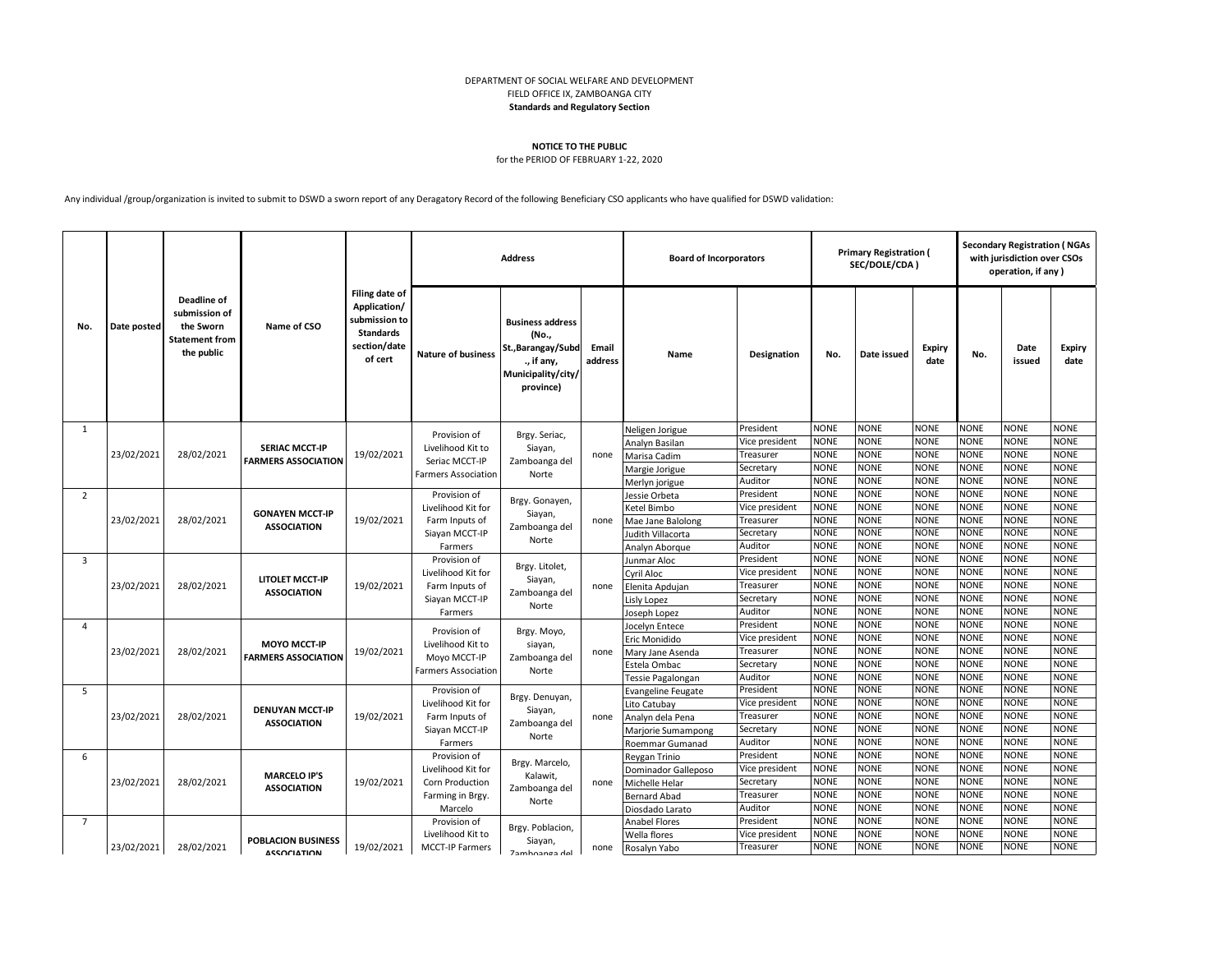DEPARTMENT OF SOCIAL WELFARE AND DEVELOPMENT
FIELD OFFICE IX, ZAMBOANGA CITY
**Standards and Regulatory Section**

**NOTICE TO THE PUBLIC**
for the PERIOD OF FEBRUARY 1-22, 2020

Any individual /group/organization is invited to submit to DSWD a sworn report of any Deragatory Record of the following Beneficiary CSO applicants who have qualified for DSWD validation:

| No. | Date posted | Deadline of submission of the Sworn Statement from the public | Name of CSO | Filing date of Application/ submission to Standards section/date of cert | Address | | | Board of Incorporators | | Primary Registration ( SEC/DOLE/CDA ) | | | Secondary Registration ( NGAs with jurisdiction over CSOs operation, if any ) | | |
|---|---|---|---|---|---|---|---|---|---|---|---|---|---|---|---|
| | | | | | Nature of business | Business address (No., St.,Barangay/Subd., if any, Municipality/city/ province) | Email address | Name | Designation | No. | Date issued | Expiry date | No. | Date issued | Expiry date |
| 1 | 23/02/2021 | 28/02/2021 | **SERIAC MCCT-IP FARMERS ASSOCIATION** | 19/02/2021 | Provision of Livelihood Kit to Seriac MCCT-IP Farmers Association | Brgy. Seriac, Siayan, Zamboanga del Norte | none | Neligen Jorigue | President | NONE | NONE | NONE | NONE | NONE | NONE |
| | | | | | | | | Analyn Basilan | Vice president | NONE | NONE | NONE | NONE | NONE | NONE |
| | | | | | | | | Marisa Cadim | Treasurer | NONE | NONE | NONE | NONE | NONE | NONE |
| | | | | | | | | Margie Jorigue | Secretary | NONE | NONE | NONE | NONE | NONE | NONE |
| | | | | | | | | Merlyn jorigue | Auditor | NONE | NONE | NONE | NONE | NONE | NONE |
| 2 | 23/02/2021 | 28/02/2021 | **GONAYEN MCCT-IP ASSOCIATION** | 19/02/2021 | Provision of Livelihood Kit for Farm Inputs of Siayan MCCT-IP Farmers | Brgy. Gonayen, Siayan, Zamboanga del Norte | none | Jessie Orbeta | President | NONE | NONE | NONE | NONE | NONE | NONE |
| | | | | | | | | Ketel Bimbo | Vice president | NONE | NONE | NONE | NONE | NONE | NONE |
| | | | | | | | | Mae Jane Balolong | Treasurer | NONE | NONE | NONE | NONE | NONE | NONE |
| | | | | | | | | Judith Villacorta | Secretary | NONE | NONE | NONE | NONE | NONE | NONE |
| | | | | | | | | Analyn Aborque | Auditor | NONE | NONE | NONE | NONE | NONE | NONE |
| 3 | 23/02/2021 | 28/02/2021 | **LITOLET MCCT-IP ASSOCIATION** | 19/02/2021 | Provision of Livelihood Kit for Farm Inputs of Siayan MCCT-IP Farmers | Brgy. Litolet, Siayan, Zamboanga del Norte | none | Junmar Aloc | President | NONE | NONE | NONE | NONE | NONE | NONE |
| | | | | | | | | Cyril Aloc | Vice president | NONE | NONE | NONE | NONE | NONE | NONE |
| | | | | | | | | Elenita Apdujan | Treasurer | NONE | NONE | NONE | NONE | NONE | NONE |
| | | | | | | | | Lisly Lopez | Secretary | NONE | NONE | NONE | NONE | NONE | NONE |
| | | | | | | | | Joseph Lopez | Auditor | NONE | NONE | NONE | NONE | NONE | NONE |
| 4 | 23/02/2021 | 28/02/2021 | **MOYO MCCT-IP FARMERS ASSOCIATION** | 19/02/2021 | Provision of Livelihood Kit to Moyo MCCT-IP Farmers Association | Brgy. Moyo, siayan, Zamboanga del Norte | none | Jocelyn Entece | President | NONE | NONE | NONE | NONE | NONE | NONE |
| | | | | | | | | Eric Monidido | Vice president | NONE | NONE | NONE | NONE | NONE | NONE |
| | | | | | | | | Mary Jane Asenda | Treasurer | NONE | NONE | NONE | NONE | NONE | NONE |
| | | | | | | | | Estela Ombac | Secretary | NONE | NONE | NONE | NONE | NONE | NONE |
| | | | | | | | | Tessie Pagalongan | Auditor | NONE | NONE | NONE | NONE | NONE | NONE |
| 5 | 23/02/2021 | 28/02/2021 | **DENUYAN MCCT-IP ASSOCIATION** | 19/02/2021 | Provision of Livelihood Kit for Farm Inputs of Siayan MCCT-IP Farmers | Brgy. Denuyan, Siayan, Zamboanga del Norte | none | Evangeline Feugate | President | NONE | NONE | NONE | NONE | NONE | NONE |
| | | | | | | | | Lito Catubay | Vice president | NONE | NONE | NONE | NONE | NONE | NONE |
| | | | | | | | | Analyn dela Pena | Treasurer | NONE | NONE | NONE | NONE | NONE | NONE |
| | | | | | | | | Marjorie Sumampong | Secretary | NONE | NONE | NONE | NONE | NONE | NONE |
| | | | | | | | | Roemmar Gumanad | Auditor | NONE | NONE | NONE | NONE | NONE | NONE |
| 6 | 23/02/2021 | 28/02/2021 | **MARCELO IP'S ASSOCIATION** | 19/02/2021 | Provision of Livelihood Kit for Corn Production Farming in Brgy. Marcelo | Brgy. Marcelo, Kalawit, Zamboanga del Norte | none | Reygan Trinio | President | NONE | NONE | NONE | NONE | NONE | NONE |
| | | | | | | | | Dominador Galleposo | Vice president | NONE | NONE | NONE | NONE | NONE | NONE |
| | | | | | | | | Michelle Helar | Secretary | NONE | NONE | NONE | NONE | NONE | NONE |
| | | | | | | | | Bernard Abad | Treasurer | NONE | NONE | NONE | NONE | NONE | NONE |
| | | | | | | | | Diosdado Larato | Auditor | NONE | NONE | NONE | NONE | NONE | NONE |
| 7 | 23/02/2021 | 28/02/2021 | **POBLACION BUSINESS ASSOCIATION** | 19/02/2021 | Provision of Livelihood Kit to MCCT-IP Farmers | Brgy. Poblacion, Siayan, Zamboanga del | none | Anabel Flores | President | NONE | NONE | NONE | NONE | NONE | NONE |
| | | | | | | | | Wella flores | Vice president | NONE | NONE | NONE | NONE | NONE | NONE |
| | | | | | | | | Rosalyn Yabo | Treasurer | NONE | NONE | NONE | NONE | NONE | NONE |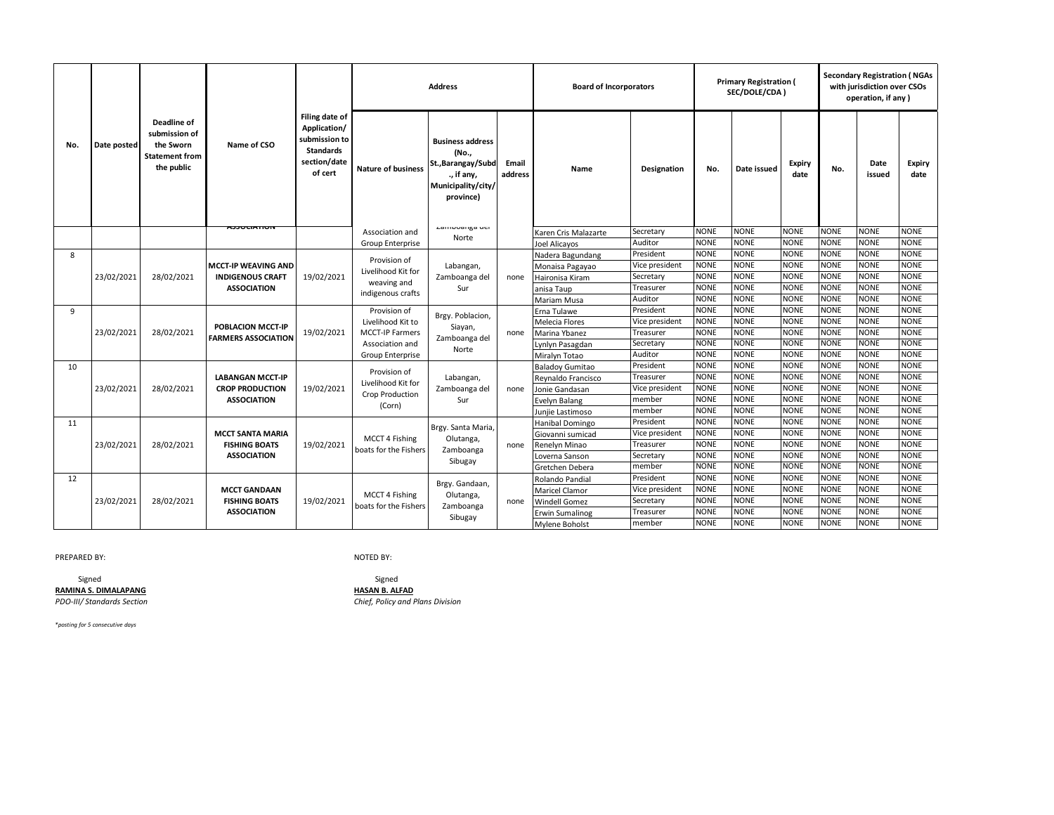| No. | Date posted | Deadline of submission of the Sworn Statement from the public | Name of CSO | Filing date of Application/ submission to Standards section/date of cert | Address | | | Board of Incorporators | | Primary Registration ( SEC/DOLE/CDA ) | | | Secondary Registration ( NGAs with jurisdiction over CSOs operation, if any ) | | |
|---|---|---|---|---|---|---|---|---|---|---|---|---|---|---|---|
| | | | | | Nature of business | Business address (No., St.,Barangay/Subd., if any, Municipality/city/ province) | Email address | Name | Designation | No. | Date issued | Expiry date | No. | Date issued | Expiry date |
| | | | ASSOCIATION | | Association and Group Enterprise | Zamboanga del Norte | | Karen Cris Malazarte | Secretary | NONE | NONE | NONE | NONE | NONE | NONE |
| | | | | | | | | Joel Alicayos | Auditor | NONE | NONE | NONE | NONE | NONE | NONE |
| 8 | 23/02/2021 | 28/02/2021 | MCCT-IP WEAVING AND INDIGENOUS CRAFT ASSOCIATION | 19/02/2021 | Provision of Livelihood Kit for weaving and indigenous crafts | Labangan, Zamboanga del Sur | none | Nadera Bagundang | President | NONE | NONE | NONE | NONE | NONE | NONE |
| | | | | | | | | Monaisa Pagayao | Vice president | NONE | NONE | NONE | NONE | NONE | NONE |
| | | | | | | | | Haironisa Kiram | Secretary | NONE | NONE | NONE | NONE | NONE | NONE |
| | | | | | | | | anisa Taup | Treasurer | NONE | NONE | NONE | NONE | NONE | NONE |
| | | | | | | | | Mariam Musa | Auditor | NONE | NONE | NONE | NONE | NONE | NONE |
| 9 | 23/02/2021 | 28/02/2021 | POBLACION MCCT-IP FARMERS ASSOCIATION | 19/02/2021 | Provision of Livelihood Kit to MCCT-IP Farmers Association and Group Enterprise | Brgy. Poblacion, Siayan, Zamboanga del Norte | none | Erna Tulawe | President | NONE | NONE | NONE | NONE | NONE | NONE |
| | | | | | | | | Melecia Flores | Vice president | NONE | NONE | NONE | NONE | NONE | NONE |
| | | | | | | | | Marina Ybanez | Treasurer | NONE | NONE | NONE | NONE | NONE | NONE |
| | | | | | | | | Lynlyn Pasagdan | Secretary | NONE | NONE | NONE | NONE | NONE | NONE |
| | | | | | | | | Miralyn Totao | Auditor | NONE | NONE | NONE | NONE | NONE | NONE |
| 10 | 23/02/2021 | 28/02/2021 | LABANGAN MCCT-IP CROP PRODUCTION ASSOCIATION | 19/02/2021 | Provision of Livelihood Kit for Crop Production (Corn) | Labangan, Zamboanga del Sur | none | Baladoy Gumitao | President | NONE | NONE | NONE | NONE | NONE | NONE |
| | | | | | | | | Reynaldo Francisco | Treasurer | NONE | NONE | NONE | NONE | NONE | NONE |
| | | | | | | | | Jonie Gandasan | Vice president | NONE | NONE | NONE | NONE | NONE | NONE |
| | | | | | | | | Evelyn Balang | member | NONE | NONE | NONE | NONE | NONE | NONE |
| | | | | | | | | Junjie Lastimoso | member | NONE | NONE | NONE | NONE | NONE | NONE |
| 11 | 23/02/2021 | 28/02/2021 | MCCT SANTA MARIA FISHING BOATS ASSOCIATION | 19/02/2021 | MCCT 4 Fishing boats for the Fishers | Brgy. Santa Maria, Olutanga, Zamboanga Sibugay | none | Hanibal Domingo | President | NONE | NONE | NONE | NONE | NONE | NONE |
| | | | | | | | | Giovanni sumicad | Vice president | NONE | NONE | NONE | NONE | NONE | NONE |
| | | | | | | | | Renelyn Minao | Treasurer | NONE | NONE | NONE | NONE | NONE | NONE |
| | | | | | | | | Loverna Sanson | Secretary | NONE | NONE | NONE | NONE | NONE | NONE |
| | | | | | | | | Gretchen Debera | member | NONE | NONE | NONE | NONE | NONE | NONE |
| 12 | 23/02/2021 | 28/02/2021 | MCCT GANDAAN FISHING BOATS ASSOCIATION | 19/02/2021 | MCCT 4 Fishing boats for the Fishers | Brgy. Gandaan, Olutanga, Zamboanga Sibugay | none | Rolando Pandial | President | NONE | NONE | NONE | NONE | NONE | NONE |
| | | | | | | | | Maricel Clamor | Vice president | NONE | NONE | NONE | NONE | NONE | NONE |
| | | | | | | | | Windell Gomez | Secretary | NONE | NONE | NONE | NONE | NONE | NONE |
| | | | | | | | | Erwin Sumalinog | Treasurer | NONE | NONE | NONE | NONE | NONE | NONE |
| | | | | | | | | Mylene Boholst | member | NONE | NONE | NONE | NONE | NONE | NONE |

PREPARED BY:

Signed
**RAMINA S. DIMALAPANG**
*PDO-III/ Standards Section*

NOTED BY:

Signed
**HASAN B. ALFAD**
*Chief, Policy and Plans Division*

*\*posting for 5 consecutive days*